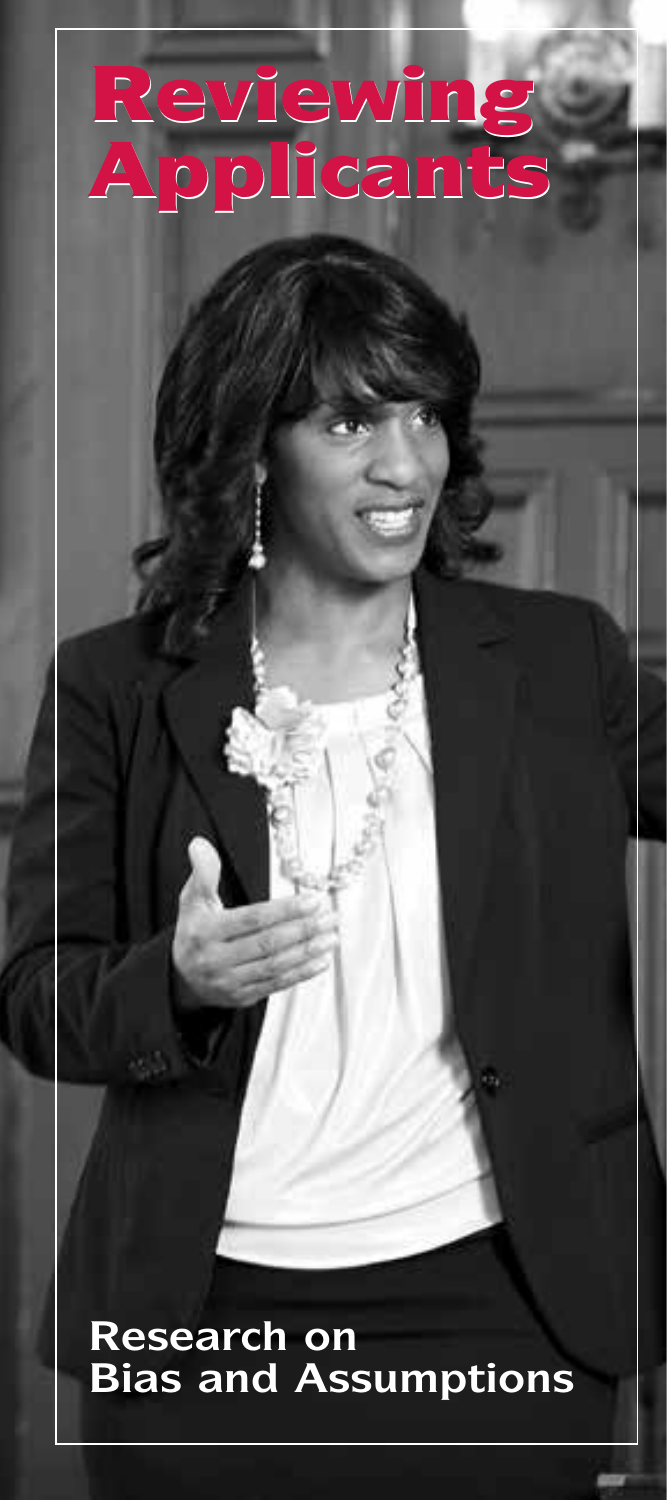# Reviewing Applicants

## Research on Bias and Assumptions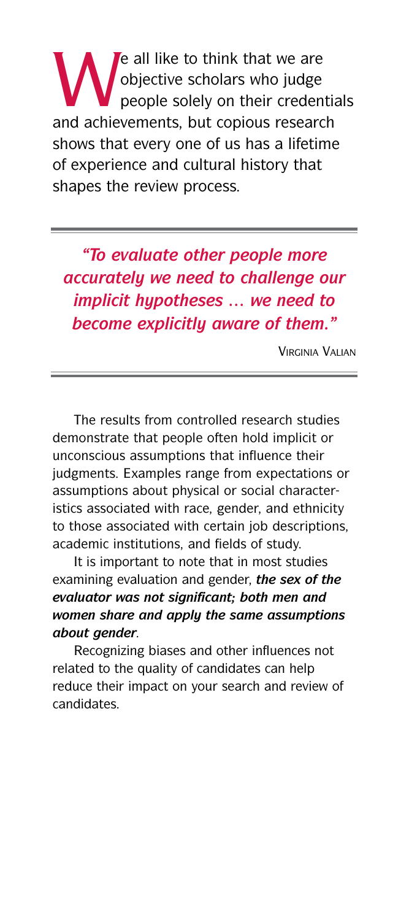We all like to think that we are objective scholars who judge people solely on their credentials and achievements, but copious research shows that every one of us has a lifetime of experience and cultural history that shapes the review process.

> ***"To evaluate other people more accurately we need to challenge our implicit hypotheses … we need to become explicitly aware of them."***
>
> VIRGINIA VALIAN

The results from controlled research studies demonstrate that people often hold implicit or unconscious assumptions that influence their judgments. Examples range from expectations or assumptions about physical or social characteristics associated with race, gender, and ethnicity to those associated with certain job descriptions, academic institutions, and fields of study.

It is important to note that in most studies examining evaluation and gender, ***the sex of the evaluator was not significant; both men and women share and apply the same assumptions about gender***.

Recognizing biases and other influences not related to the quality of candidates can help reduce their impact on your search and review of candidates.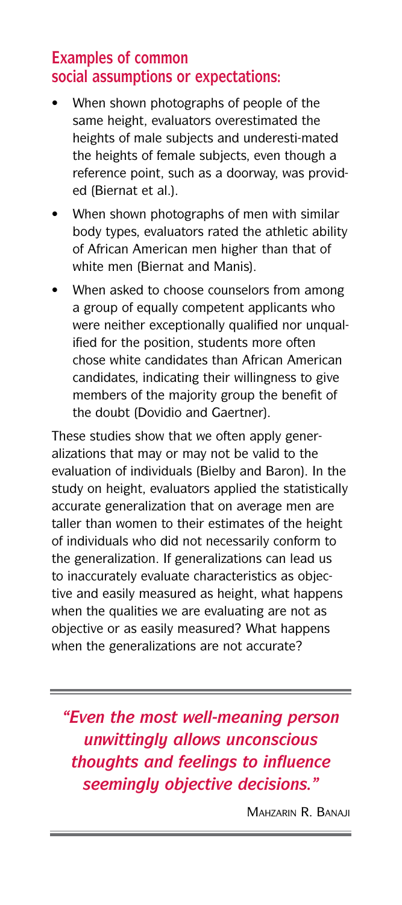## Examples of common social assumptions or expectations:

- When shown photographs of people of the same height, evaluators overestimated the heights of male subjects and underestimated the heights of female subjects, even though a reference point, such as a doorway, was provided (Biernat et al.).
- When shown photographs of men with similar body types, evaluators rated the athletic ability of African American men higher than that of white men (Biernat and Manis).
- When asked to choose counselors from among a group of equally competent applicants who were neither exceptionally qualified nor unqualified for the position, students more often chose white candidates than African American candidates, indicating their willingness to give members of the majority group the benefit of the doubt (Dovidio and Gaertner).

These studies show that we often apply generalizations that may or may not be valid to the evaluation of individuals (Bielby and Baron). In the study on height, evaluators applied the statistically accurate generalization that on average men are taller than women to their estimates of the height of individuals who did not necessarily conform to the generalization. If generalizations can lead us to inaccurately evaluate characteristics as objective and easily measured as height, what happens when the qualities we are evaluating are not as objective or as easily measured? What happens when the generalizations are not accurate?

> ***"Even the most well-meaning person unwittingly allows unconscious thoughts and feelings to influence seemingly objective decisions."***
>
> Mahzarin R. Banaji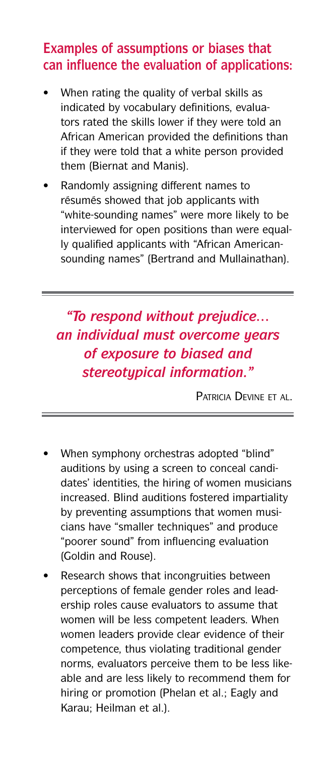## Examples of assumptions or biases that can influence the evaluation of applications:

- When rating the quality of verbal skills as indicated by vocabulary definitions, evaluators rated the skills lower if they were told an African American provided the definitions than if they were told that a white person provided them (Biernat and Manis).
- Randomly assigning different names to résumés showed that job applicants with "white-sounding names" were more likely to be interviewed for open positions than were equally qualified applicants with "African American-sounding names" (Bertrand and Mullainathan).

> ***"To respond without prejudice… an individual must overcome years of exposure to biased and stereotypical information."***
>
> Patricia Devine et al.

- When symphony orchestras adopted "blind" auditions by using a screen to conceal candidates' identities, the hiring of women musicians increased. Blind auditions fostered impartiality by preventing assumptions that women musicians have "smaller techniques" and produce "poorer sound" from influencing evaluation (Goldin and Rouse).
- Research shows that incongruities between perceptions of female gender roles and leadership roles cause evaluators to assume that women will be less competent leaders. When women leaders provide clear evidence of their competence, thus violating traditional gender norms, evaluators perceive them to be less likeable and are less likely to recommend them for hiring or promotion (Phelan et al.; Eagly and Karau; Heilman et al.).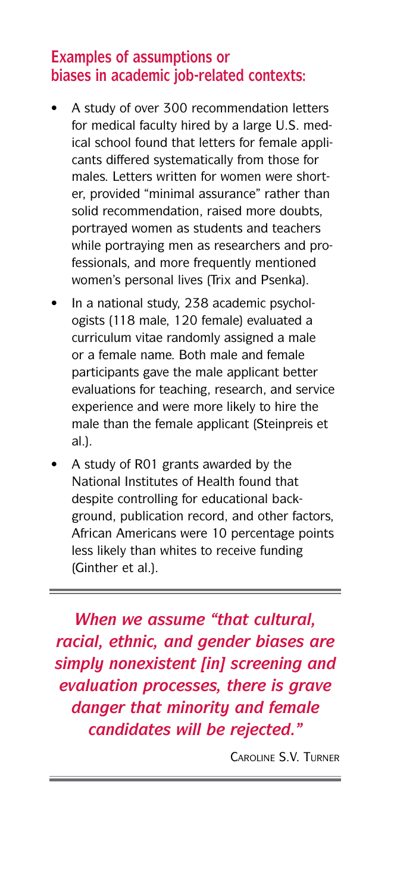## Examples of assumptions or biases in academic job-related contexts:

- A study of over 300 recommendation letters for medical faculty hired by a large U.S. medical school found that letters for female applicants differed systematically from those for males. Letters written for women were shorter, provided "minimal assurance" rather than solid recommendation, raised more doubts, portrayed women as students and teachers while portraying men as researchers and professionals, and more frequently mentioned women's personal lives (Trix and Psenka).
- In a national study, 238 academic psychologists (118 male, 120 female) evaluated a curriculum vitae randomly assigned a male or a female name. Both male and female participants gave the male applicant better evaluations for teaching, research, and service experience and were more likely to hire the male than the female applicant (Steinpreis et al.).
- A study of R01 grants awarded by the National Institutes of Health found that despite controlling for educational background, publication record, and other factors, African Americans were 10 percentage points less likely than whites to receive funding (Ginther et al.).

---

***When we assume "that cultural, racial, ethnic, and gender biases are simply nonexistent [in] screening and evaluation processes, there is grave danger that minority and female candidates will be rejected."***

CAROLINE S.V. TURNER

---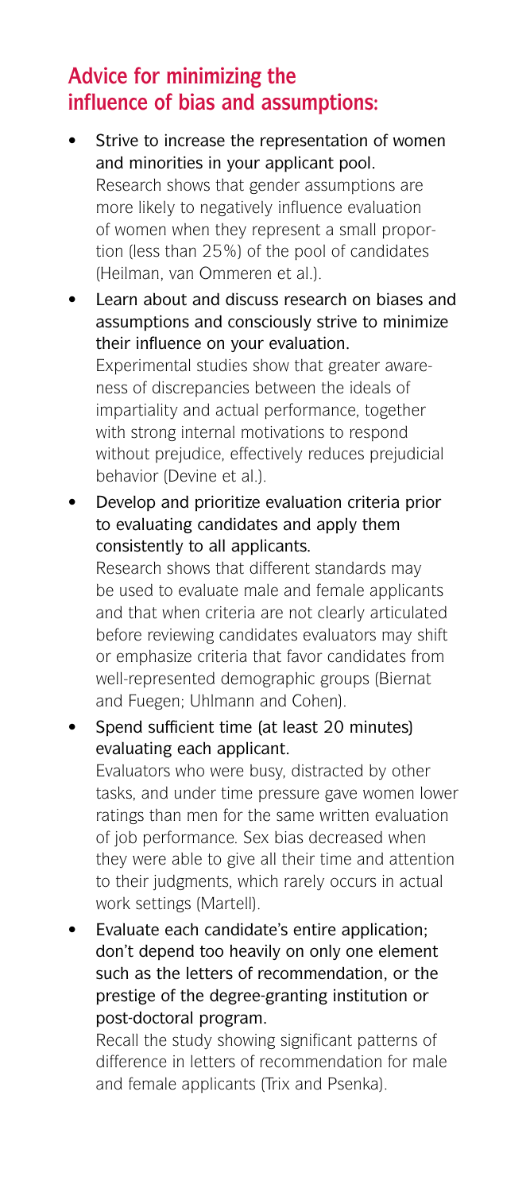## Advice for minimizing the influence of bias and assumptions:

- **Strive to increase the representation of women and minorities in your applicant pool.**
  Research shows that gender assumptions are more likely to negatively influence evaluation of women when they represent a small proportion (less than 25%) of the pool of candidates (Heilman, van Ommeren et al.).
- **Learn about and discuss research on biases and assumptions and consciously strive to minimize their influence on your evaluation.**
  Experimental studies show that greater awareness of discrepancies between the ideals of impartiality and actual performance, together with strong internal motivations to respond without prejudice, effectively reduces prejudicial behavior (Devine et al.).
- **Develop and prioritize evaluation criteria prior to evaluating candidates and apply them consistently to all applicants.**
  Research shows that different standards may be used to evaluate male and female applicants and that when criteria are not clearly articulated before reviewing candidates evaluators may shift or emphasize criteria that favor candidates from well-represented demographic groups (Biernat and Fuegen; Uhlmann and Cohen).
- **Spend sufficient time (at least 20 minutes) evaluating each applicant.**
  Evaluators who were busy, distracted by other tasks, and under time pressure gave women lower ratings than men for the same written evaluation of job performance. Sex bias decreased when they were able to give all their time and attention to their judgments, which rarely occurs in actual work settings (Martell).
- **Evaluate each candidate's entire application; don't depend too heavily on only one element such as the letters of recommendation, or the prestige of the degree-granting institution or post-doctoral program.**
  Recall the study showing significant patterns of difference in letters of recommendation for male and female applicants (Trix and Psenka).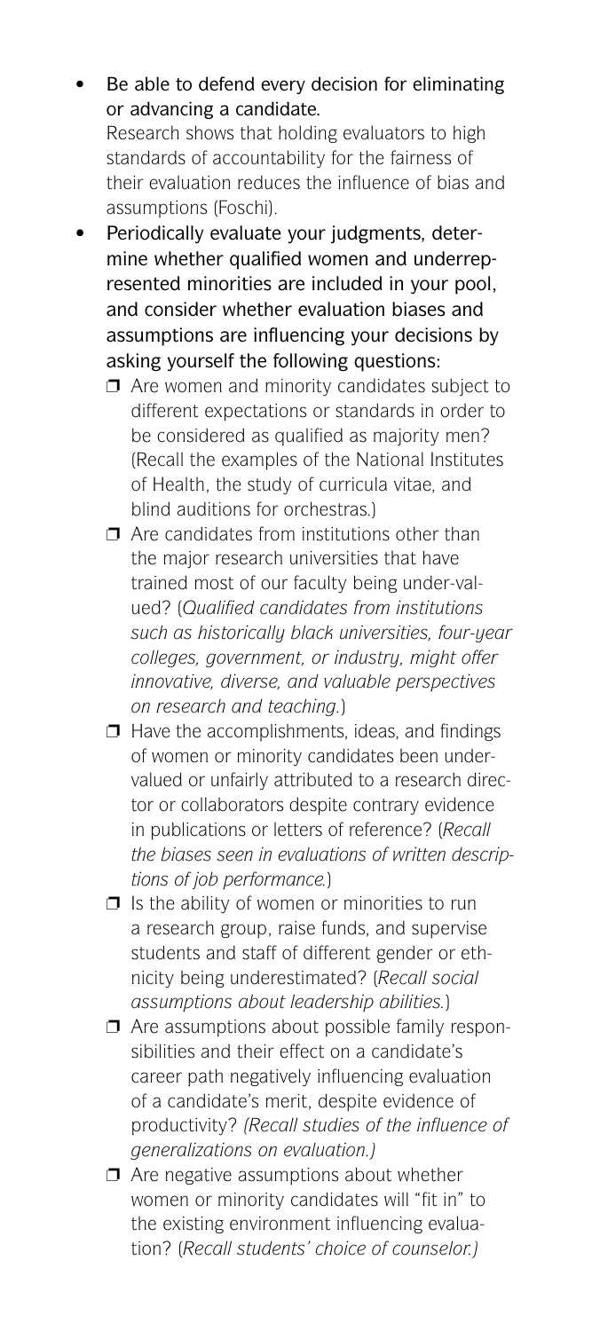- **Be able to defend every decision for eliminating or advancing a candidate.**
  Research shows that holding evaluators to high standards of accountability for the fairness of their evaluation reduces the influence of bias and assumptions (Foschi).

- **Periodically evaluate your judgments, determine whether qualified women and underrepresented minorities are included in your pool, and consider whether evaluation biases and assumptions are influencing your decisions by asking yourself the following questions:**
  - ❒ Are women and minority candidates subject to different expectations or standards in order to be considered as qualified as majority men? (Recall the examples of the National Institutes of Health, the study of curricula vitae, and blind auditions for orchestras.)
  - ❒ Are candidates from institutions other than the major research universities that have trained most of our faculty being under-valued? (*Qualified candidates from institutions such as historically black universities, four-year colleges, government, or industry, might offer innovative, diverse, and valuable perspectives on research and teaching.*)
  - ❒ Have the accomplishments, ideas, and findings of women or minority candidates been undervalued or unfairly attributed to a research director or collaborators despite contrary evidence in publications or letters of reference? (*Recall the biases seen in evaluations of written descriptions of job performance.*)
  - ❒ Is the ability of women or minorities to run a research group, raise funds, and supervise students and staff of different gender or ethnicity being underestimated? (*Recall social assumptions about leadership abilities.*)
  - ❒ Are assumptions about possible family responsibilities and their effect on a candidate's career path negatively influencing evaluation of a candidate's merit, despite evidence of productivity? *(Recall studies of the influence of generalizations on evaluation.)*
  - ❒ Are negative assumptions about whether women or minority candidates will "fit in" to the existing environment influencing evaluation? (*Recall students' choice of counselor.)*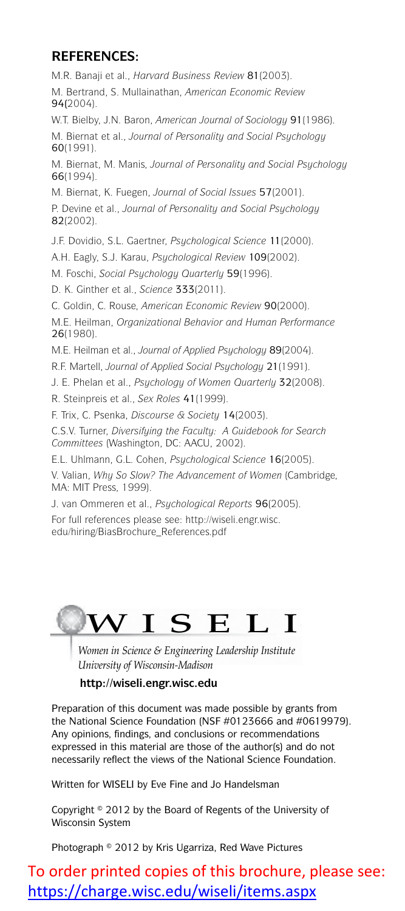## REFERENCES:

M.R. Banaji et al., *Harvard Business Review* **81**(2003).

M. Bertrand, S. Mullainathan, *American Economic Review* **94**(2004).

W.T. Bielby, J.N. Baron, *American Journal of Sociology* **91**(1986).

M. Biernat et al., *Journal of Personality and Social Psychology* **60**(1991).

M. Biernat, M. Manis, *Journal of Personality and Social Psychology* **66**(1994).

M. Biernat, K. Fuegen, *Journal of Social Issues* **57**(2001).

P. Devine et al., *Journal of Personality and Social Psychology* **82**(2002).

J.F. Dovidio, S.L. Gaertner, *Psychological Science* **11**(2000).

A.H. Eagly, S.J. Karau, *Psychological Review* **109**(2002).

M. Foschi, *Social Psychology Quarterly* **59**(1996).

D. K. Ginther et al., *Science* **333**(2011).

C. Goldin, C. Rouse, *American Economic Review* **90**(2000).

M.E. Heilman, *Organizational Behavior and Human Performance* **26**(1980).

M.E. Heilman et al., *Journal of Applied Psychology* **89**(2004).

R.F. Martell, *Journal of Applied Social Psychology* **21**(1991).

J. E. Phelan et al., *Psychology of Women Quarterly* **32**(2008).

R. Steinpreis et al., *Sex Roles* **41**(1999).

F. Trix, C. Psenka, *Discourse & Society* **14**(2003).

C.S.V. Turner, *Diversifying the Faculty: A Guidebook for Search Committees* (Washington, DC: AACU, 2002).

E.L. Uhlmann, G.L. Cohen, *Psychological Science* **16**(2005).

V. Valian, *Why So Slow? The Advancement of Women* (Cambridge, MA: MIT Press, 1999).

J. van Ommeren et al., *Psychological Reports* **96**(2005).

For full references please see: http://wiseli.engr.wisc.edu/hiring/BiasBrochure_References.pdf

WISELI

*Women in Science & Engineering Leadership Institute*
*University of Wisconsin-Madison*

**http://wiseli.engr.wisc.edu**

Preparation of this document was made possible by grants from the National Science Foundation (NSF #0123666 and #0619979). Any opinions, findings, and conclusions or recommendations expressed in this material are those of the author(s) and do not necessarily reflect the views of the National Science Foundation.

Written for WISELI by Eve Fine and Jo Handelsman

Copyright © 2012 by the Board of Regents of the University of Wisconsin System

Photograph © 2012 by Kris Ugarriza, Red Wave Pictures

To order printed copies of this brochure, please see: https://charge.wisc.edu/wiseli/items.aspx